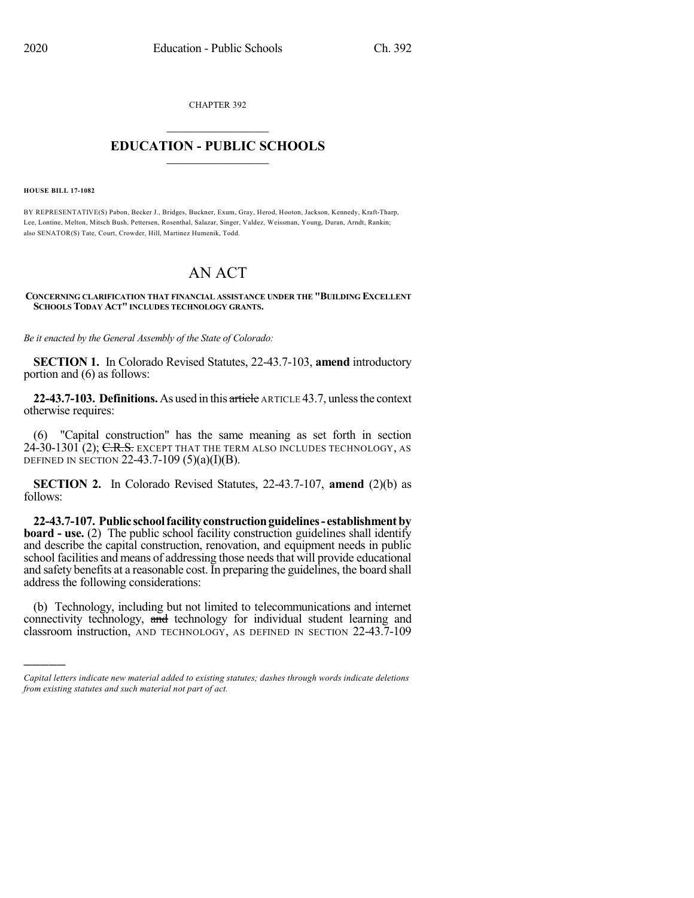CHAPTER 392

# EDUCATION - PUBLIC SCHOOLS

**HOUSE BILL 17-1082**

BY REPRESENTATIVE(S) Pabon, Becker J., Bridges, Buckner, Exum, Gray, Herod, Hooton, Jackson, Kennedy, Kraft-Tharp, Lee, Lontine, Melton, Mitsch Bush, Pettersen, Rosenthal, Salazar, Singer, Valdez, Weissman, Young, Duran, Arndt, Rankin; also SENATOR(S) Tate, Court, Crowder, Hill, Martinez Humenik, Todd.

# AN ACT

**CONCERNING CLARIFICATION THAT FINANCIAL ASSISTANCE UNDER THE "BUILDING EXCELLENT SCHOOLS TODAY ACT" INCLUDES TECHNOLOGY GRANTS.**

*Be it enacted by the General Assembly of the State of Colorado:*

**SECTION 1.** In Colorado Revised Statutes, 22-43.7-103, **amend** introductory portion and (6) as follows:

**22-43.7-103. Definitions.** As used in this ~~article~~ ARTICLE 43.7, unless the context otherwise requires:

(6) "Capital construction" has the same meaning as set forth in section 24-30-1301 (2); ~~C.R.S.~~ EXCEPT THAT THE TERM ALSO INCLUDES TECHNOLOGY, AS DEFINED IN SECTION 22-43.7-109 (5)(a)(I)(B).

**SECTION 2.** In Colorado Revised Statutes, 22-43.7-107, **amend** (2)(b) as follows:

**22-43.7-107. Public school facility construction guidelines - establishment by board - use.** (2) The public school facility construction guidelines shall identify and describe the capital construction, renovation, and equipment needs in public school facilities and means of addressing those needs that will provide educational and safety benefits at a reasonable cost. In preparing the guidelines, the board shall address the following considerations:

(b) Technology, including but not limited to telecommunications and internet connectivity technology, ~~and~~ technology for individual student learning and classroom instruction, AND TECHNOLOGY, AS DEFINED IN SECTION 22-43.7-109

*Capital letters indicate new material added to existing statutes; dashes through words indicate deletions from existing statutes and such material not part of act.*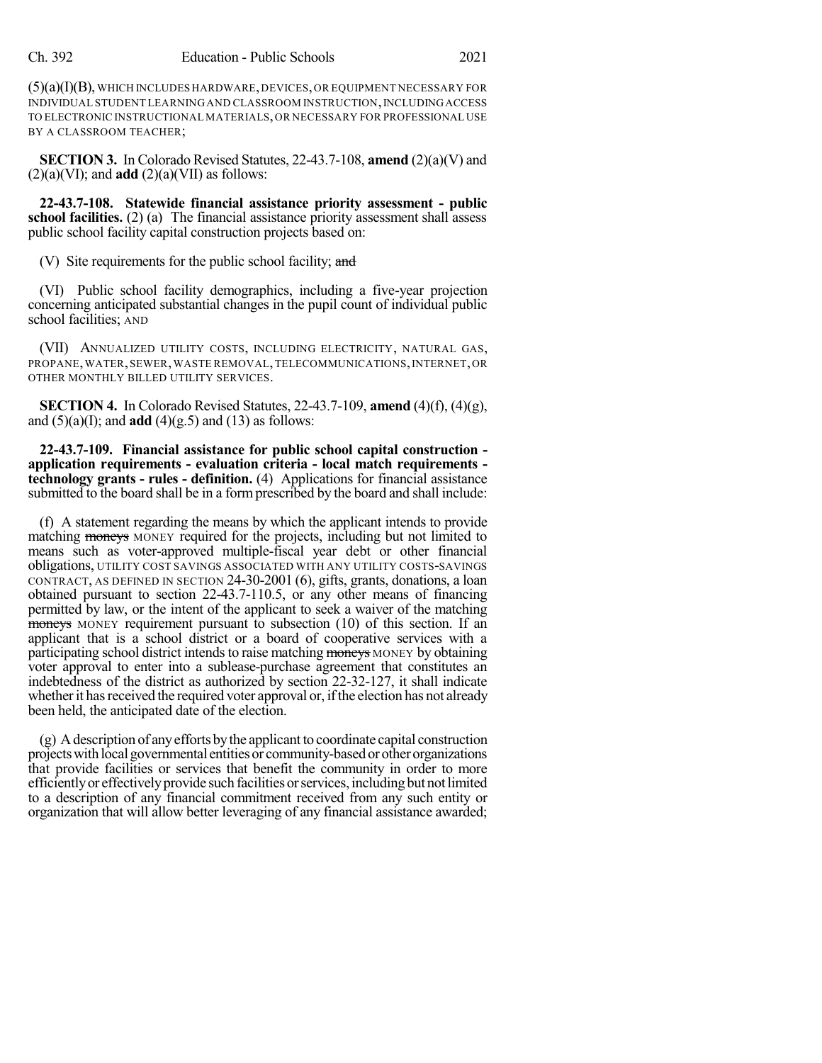(5)(a)(I)(B), WHICH INCLUDES HARDWARE, DEVICES, OR EQUIPMENT NECESSARY FOR INDIVIDUAL STUDENT LEARNING AND CLASSROOM INSTRUCTION, INCLUDING ACCESS TO ELECTRONIC INSTRUCTIONAL MATERIALS, OR NECESSARY FOR PROFESSIONAL USE BY A CLASSROOM TEACHER;

**SECTION 3.** In Colorado Revised Statutes, 22-43.7-108, **amend** (2)(a)(V) and (2)(a)(VI); and **add** (2)(a)(VII) as follows:

**22-43.7-108. Statewide financial assistance priority assessment - public school facilities.** (2) (a) The financial assistance priority assessment shall assess public school facility capital construction projects based on:

(V) Site requirements for the public school facility; ~~and~~

(VI) Public school facility demographics, including a five-year projection concerning anticipated substantial changes in the pupil count of individual public school facilities; AND

(VII) ANNUALIZED UTILITY COSTS, INCLUDING ELECTRICITY, NATURAL GAS, PROPANE, WATER, SEWER, WASTE REMOVAL, TELECOMMUNICATIONS, INTERNET, OR OTHER MONTHLY BILLED UTILITY SERVICES.

**SECTION 4.** In Colorado Revised Statutes, 22-43.7-109, **amend** (4)(f), (4)(g), and (5)(a)(I); and **add** (4)(g.5) and (13) as follows:

**22-43.7-109. Financial assistance for public school capital construction - application requirements - evaluation criteria - local match requirements - technology grants - rules - definition.** (4) Applications for financial assistance submitted to the board shall be in a form prescribed by the board and shall include:

(f) A statement regarding the means by which the applicant intends to provide matching ~~moneys~~ MONEY required for the projects, including but not limited to means such as voter-approved multiple-fiscal year debt or other financial obligations, UTILITY COST SAVINGS ASSOCIATED WITH ANY UTILITY COSTS-SAVINGS CONTRACT, AS DEFINED IN SECTION 24-30-2001 (6), gifts, grants, donations, a loan obtained pursuant to section 22-43.7-110.5, or any other means of financing permitted by law, or the intent of the applicant to seek a waiver of the matching ~~moneys~~ MONEY requirement pursuant to subsection (10) of this section. If an applicant that is a school district or a board of cooperative services with a participating school district intends to raise matching ~~moneys~~ MONEY by obtaining voter approval to enter into a sublease-purchase agreement that constitutes an indebtedness of the district as authorized by section 22-32-127, it shall indicate whether it has received the required voter approval or, if the election has not already been held, the anticipated date of the election.

(g) A description of any efforts by the applicant to coordinate capital construction projects with local governmental entities or community-based or other organizations that provide facilities or services that benefit the community in order to more efficiently or effectively provide such facilities or services, including but not limited to a description of any financial commitment received from any such entity or organization that will allow better leveraging of any financial assistance awarded;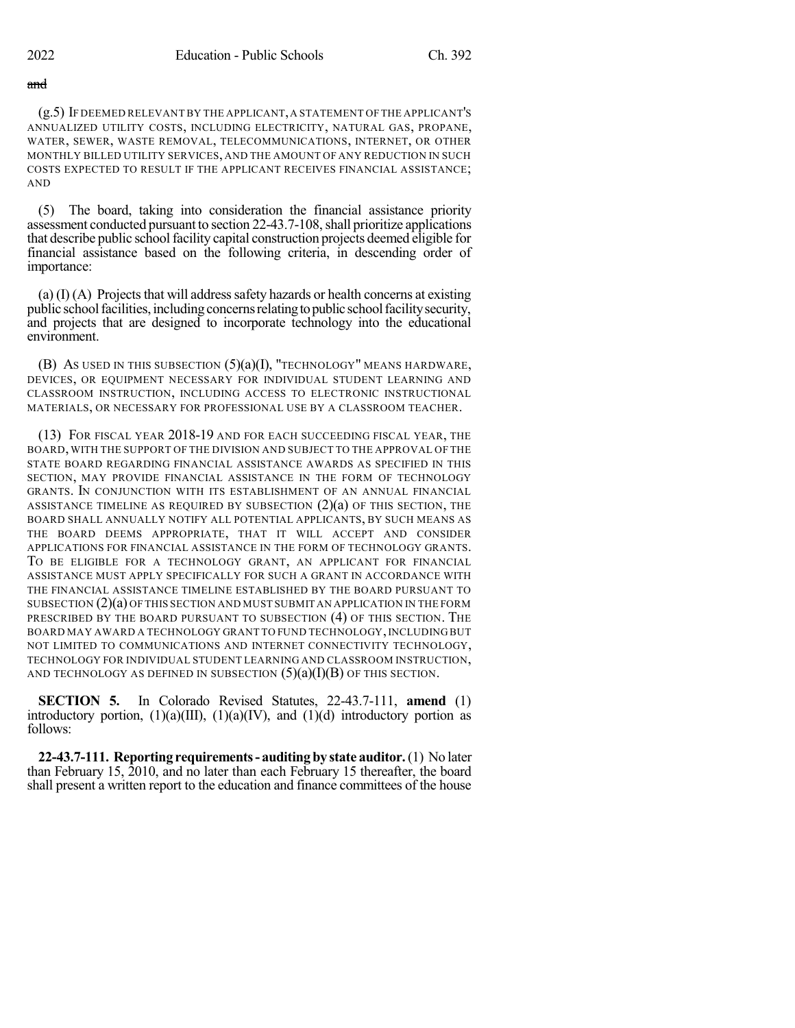~~and~~

(g.5) IF DEEMED RELEVANT BY THE APPLICANT, A STATEMENT OF THE APPLICANT'S ANNUALIZED UTILITY COSTS, INCLUDING ELECTRICITY, NATURAL GAS, PROPANE, WATER, SEWER, WASTE REMOVAL, TELECOMMUNICATIONS, INTERNET, OR OTHER MONTHLY BILLED UTILITY SERVICES, AND THE AMOUNT OF ANY REDUCTION IN SUCH COSTS EXPECTED TO RESULT IF THE APPLICANT RECEIVES FINANCIAL ASSISTANCE; AND

(5) The board, taking into consideration the financial assistance priority assessment conducted pursuant to section 22-43.7-108, shall prioritize applications that describe public school facility capital construction projects deemed eligible for financial assistance based on the following criteria, in descending order of importance:

(a) (I) (A) Projects that will address safety hazards or health concerns at existing public school facilities, including concerns relating to public school facility security, and projects that are designed to incorporate technology into the educational environment.

(B) AS USED IN THIS SUBSECTION (5)(a)(I), "TECHNOLOGY" MEANS HARDWARE, DEVICES, OR EQUIPMENT NECESSARY FOR INDIVIDUAL STUDENT LEARNING AND CLASSROOM INSTRUCTION, INCLUDING ACCESS TO ELECTRONIC INSTRUCTIONAL MATERIALS, OR NECESSARY FOR PROFESSIONAL USE BY A CLASSROOM TEACHER.

(13) FOR FISCAL YEAR 2018-19 AND FOR EACH SUCCEEDING FISCAL YEAR, THE BOARD, WITH THE SUPPORT OF THE DIVISION AND SUBJECT TO THE APPROVAL OF THE STATE BOARD REGARDING FINANCIAL ASSISTANCE AWARDS AS SPECIFIED IN THIS SECTION, MAY PROVIDE FINANCIAL ASSISTANCE IN THE FORM OF TECHNOLOGY GRANTS. IN CONJUNCTION WITH ITS ESTABLISHMENT OF AN ANNUAL FINANCIAL ASSISTANCE TIMELINE AS REQUIRED BY SUBSECTION (2)(a) OF THIS SECTION, THE BOARD SHALL ANNUALLY NOTIFY ALL POTENTIAL APPLICANTS, BY SUCH MEANS AS THE BOARD DEEMS APPROPRIATE, THAT IT WILL ACCEPT AND CONSIDER APPLICATIONS FOR FINANCIAL ASSISTANCE IN THE FORM OF TECHNOLOGY GRANTS. TO BE ELIGIBLE FOR A TECHNOLOGY GRANT, AN APPLICANT FOR FINANCIAL ASSISTANCE MUST APPLY SPECIFICALLY FOR SUCH A GRANT IN ACCORDANCE WITH THE FINANCIAL ASSISTANCE TIMELINE ESTABLISHED BY THE BOARD PURSUANT TO SUBSECTION (2)(a) OF THIS SECTION AND MUST SUBMIT AN APPLICATION IN THE FORM PRESCRIBED BY THE BOARD PURSUANT TO SUBSECTION (4) OF THIS SECTION. THE BOARD MAY AWARD A TECHNOLOGY GRANT TO FUND TECHNOLOGY, INCLUDING BUT NOT LIMITED TO COMMUNICATIONS AND INTERNET CONNECTIVITY TECHNOLOGY, TECHNOLOGY FOR INDIVIDUAL STUDENT LEARNING AND CLASSROOM INSTRUCTION, AND TECHNOLOGY AS DEFINED IN SUBSECTION (5)(a)(I)(B) OF THIS SECTION.

**SECTION 5.** In Colorado Revised Statutes, 22-43.7-111, **amend** (1) introductory portion, (1)(a)(III), (1)(a)(IV), and (1)(d) introductory portion as follows:

**22-43.7-111. Reporting requirements - auditing by state auditor.** (1) No later than February 15, 2010, and no later than each February 15 thereafter, the board shall present a written report to the education and finance committees of the house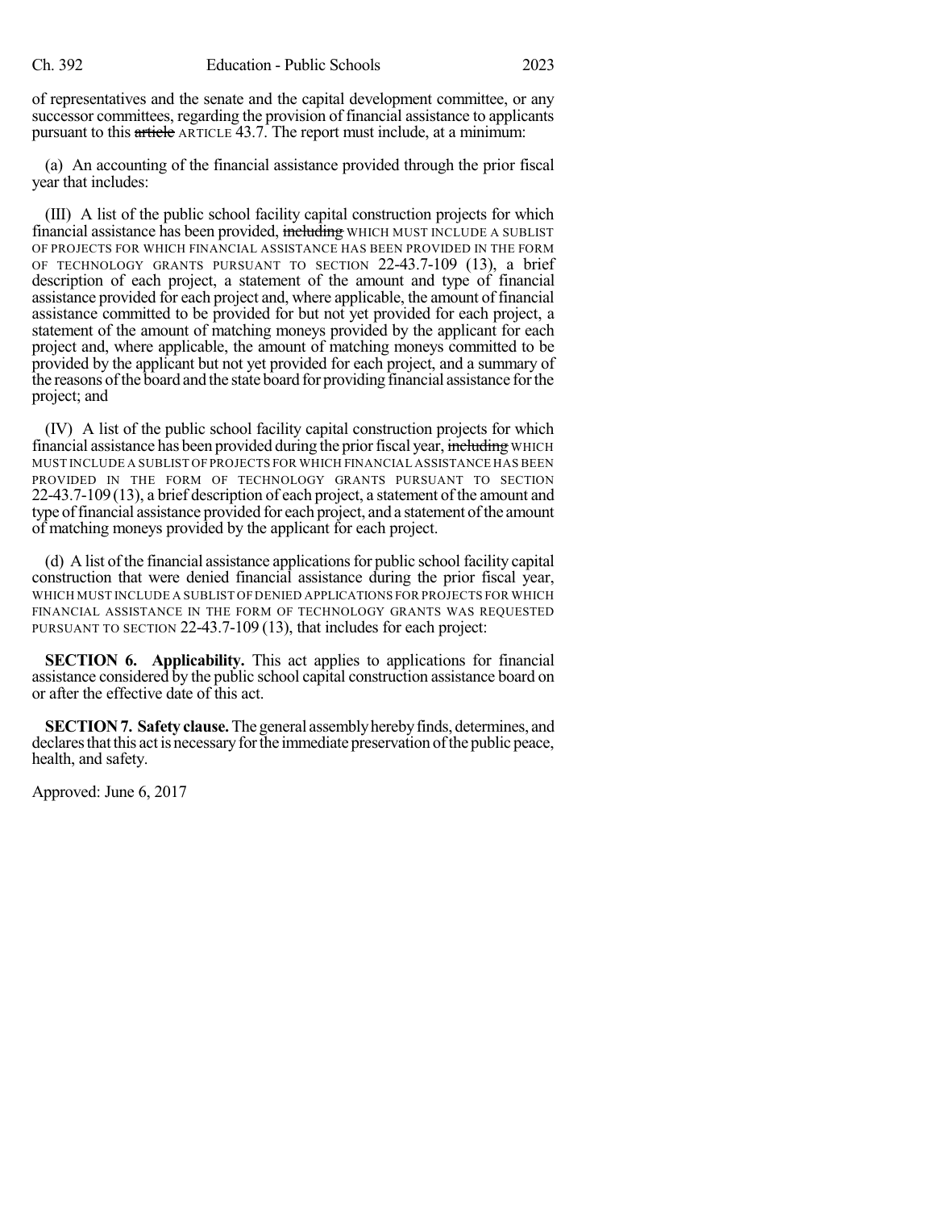of representatives and the senate and the capital development committee, or any successor committees, regarding the provision of financial assistance to applicants pursuant to this ~~article~~ ARTICLE 43.7. The report must include, at a minimum:

(a) An accounting of the financial assistance provided through the prior fiscal year that includes:

(III) A list of the public school facility capital construction projects for which financial assistance has been provided, ~~including~~ WHICH MUST INCLUDE A SUBLIST OF PROJECTS FOR WHICH FINANCIAL ASSISTANCE HAS BEEN PROVIDED IN THE FORM OF TECHNOLOGY GRANTS PURSUANT TO SECTION 22-43.7-109 (13), a brief description of each project, a statement of the amount and type of financial assistance provided for each project and, where applicable, the amount of financial assistance committed to be provided for but not yet provided for each project, a statement of the amount of matching moneys provided by the applicant for each project and, where applicable, the amount of matching moneys committed to be provided by the applicant but not yet provided for each project, and a summary of the reasons of the board and the state board for providing financial assistance for the project; and

(IV) A list of the public school facility capital construction projects for which financial assistance has been provided during the prior fiscal year, ~~including~~ WHICH MUST INCLUDE A SUBLIST OF PROJECTS FOR WHICH FINANCIAL ASSISTANCE HAS BEEN PROVIDED IN THE FORM OF TECHNOLOGY GRANTS PURSUANT TO SECTION 22-43.7-109 (13), a brief description of each project, a statement of the amount and type of financial assistance provided for each project, and a statement of the amount of matching moneys provided by the applicant for each project.

(d) A list of the financial assistance applications for public school facility capital construction that were denied financial assistance during the prior fiscal year, WHICH MUST INCLUDE A SUBLIST OF DENIED APPLICATIONS FOR PROJECTS FOR WHICH FINANCIAL ASSISTANCE IN THE FORM OF TECHNOLOGY GRANTS WAS REQUESTED PURSUANT TO SECTION 22-43.7-109 (13), that includes for each project:

**SECTION 6. Applicability.** This act applies to applications for financial assistance considered by the public school capital construction assistance board on or after the effective date of this act.

**SECTION 7. Safety clause.** The general assembly hereby finds, determines, and declares that this act is necessary for the immediate preservation of the public peace, health, and safety.

Approved: June 6, 2017